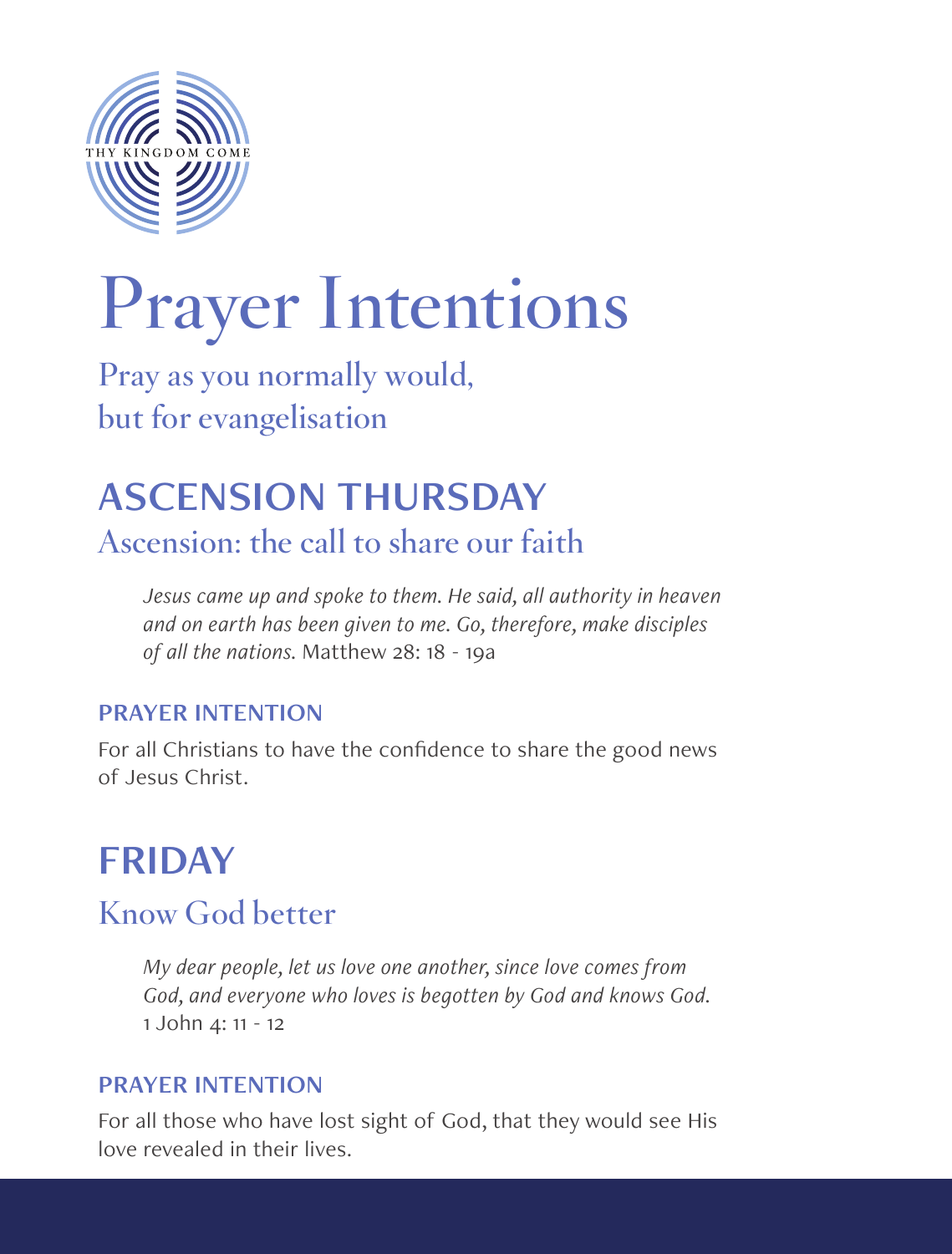THY KINGDOM COME

# Prayer Intentions

Pray as you normally would, but for evangelisation

## ASCENSION THURSDAY

### Ascension: the call to share our faith

*Jesus came up and spoke to them. He said, all authority in heaven and on earth has been given to me. Go, therefore, make disciples of all the nations.* Matthew 28: 18 - 19a

**PRAYER INTENTION**

For all Christians to have the confidence to share the good news of Jesus Christ.

## FRIDAY

### Know God better

*My dear people, let us love one another, since love comes from God, and everyone who loves is begotten by God and knows God.* 1 John 4: 11 - 12

**PRAYER INTENTION**

For all those who have lost sight of God, that they would see His love revealed in their lives.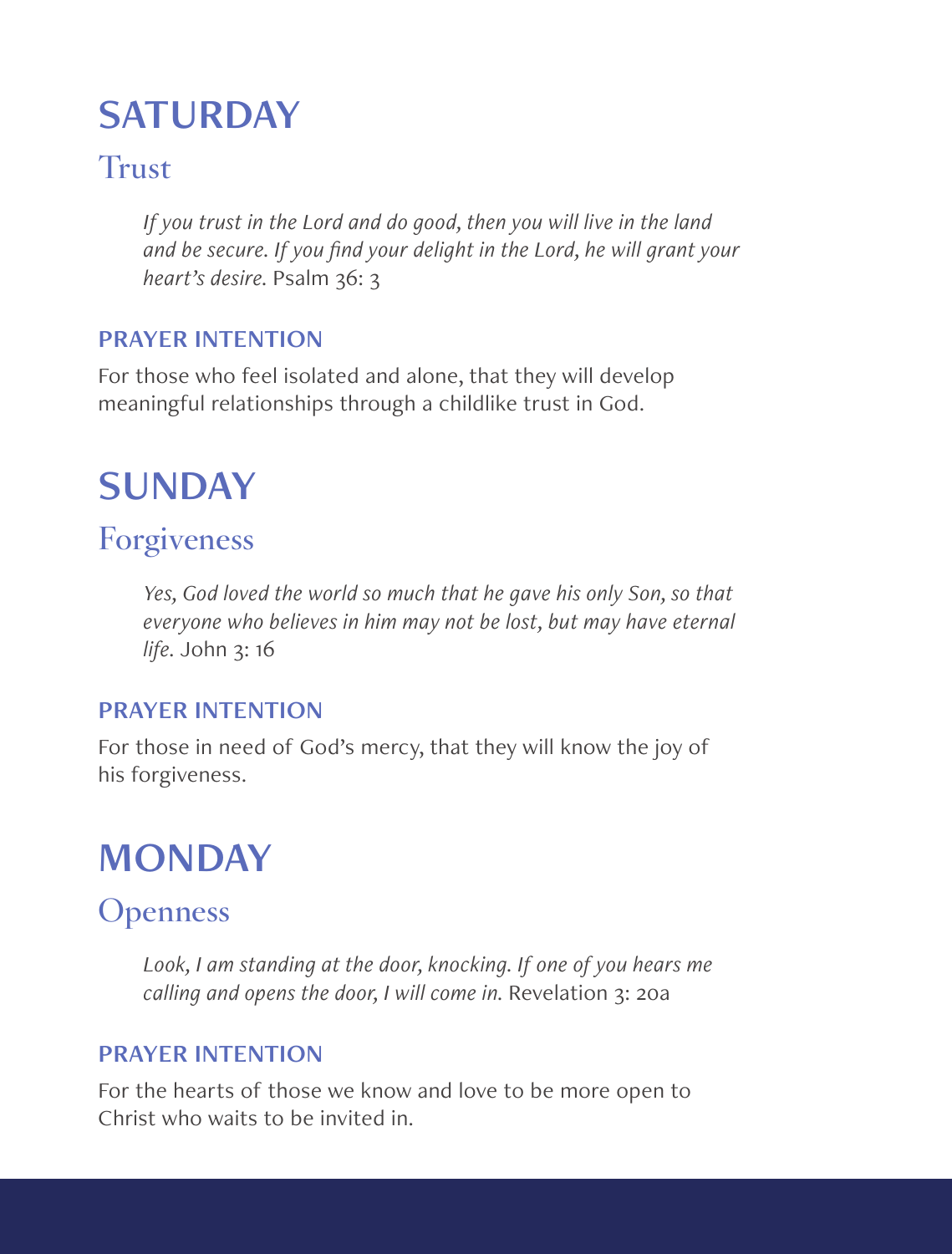# SATURDAY

## Trust

> *If you trust in the Lord and do good, then you will live in the land and be secure. If you find your delight in the Lord, he will grant your heart's desire.* Psalm 36: 3

### PRAYER INTENTION

For those who feel isolated and alone, that they will develop meaningful relationships through a childlike trust in God.

# SUNDAY

## Forgiveness

> *Yes, God loved the world so much that he gave his only Son, so that everyone who believes in him may not be lost, but may have eternal life.* John 3: 16

### PRAYER INTENTION

For those in need of God's mercy, that they will know the joy of his forgiveness.

# MONDAY

## Openness

> *Look, I am standing at the door, knocking. If one of you hears me calling and opens the door, I will come in.* Revelation 3: 20a

### PRAYER INTENTION

For the hearts of those we know and love to be more open to Christ who waits to be invited in.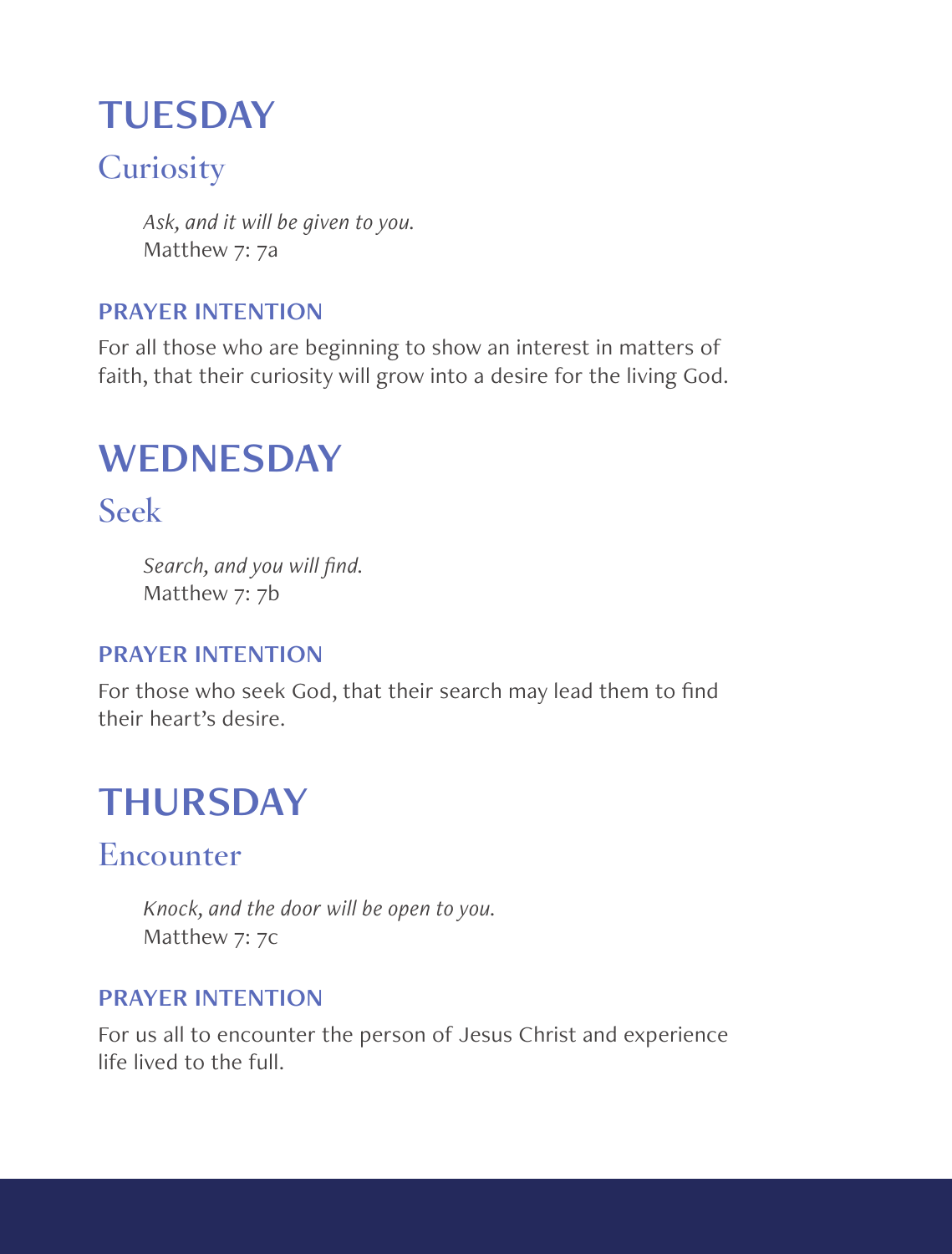# TUESDAY

## Curiosity

> *Ask, and it will be given to you.*
> Matthew 7: 7a

### PRAYER INTENTION

For all those who are beginning to show an interest in matters of faith, that their curiosity will grow into a desire for the living God.

# WEDNESDAY

## Seek

> *Search, and you will find.*
> Matthew 7: 7b

### PRAYER INTENTION

For those who seek God, that their search may lead them to find their heart's desire.

# THURSDAY

## Encounter

> *Knock, and the door will be open to you.*
> Matthew 7: 7c

### PRAYER INTENTION

For us all to encounter the person of Jesus Christ and experience life lived to the full.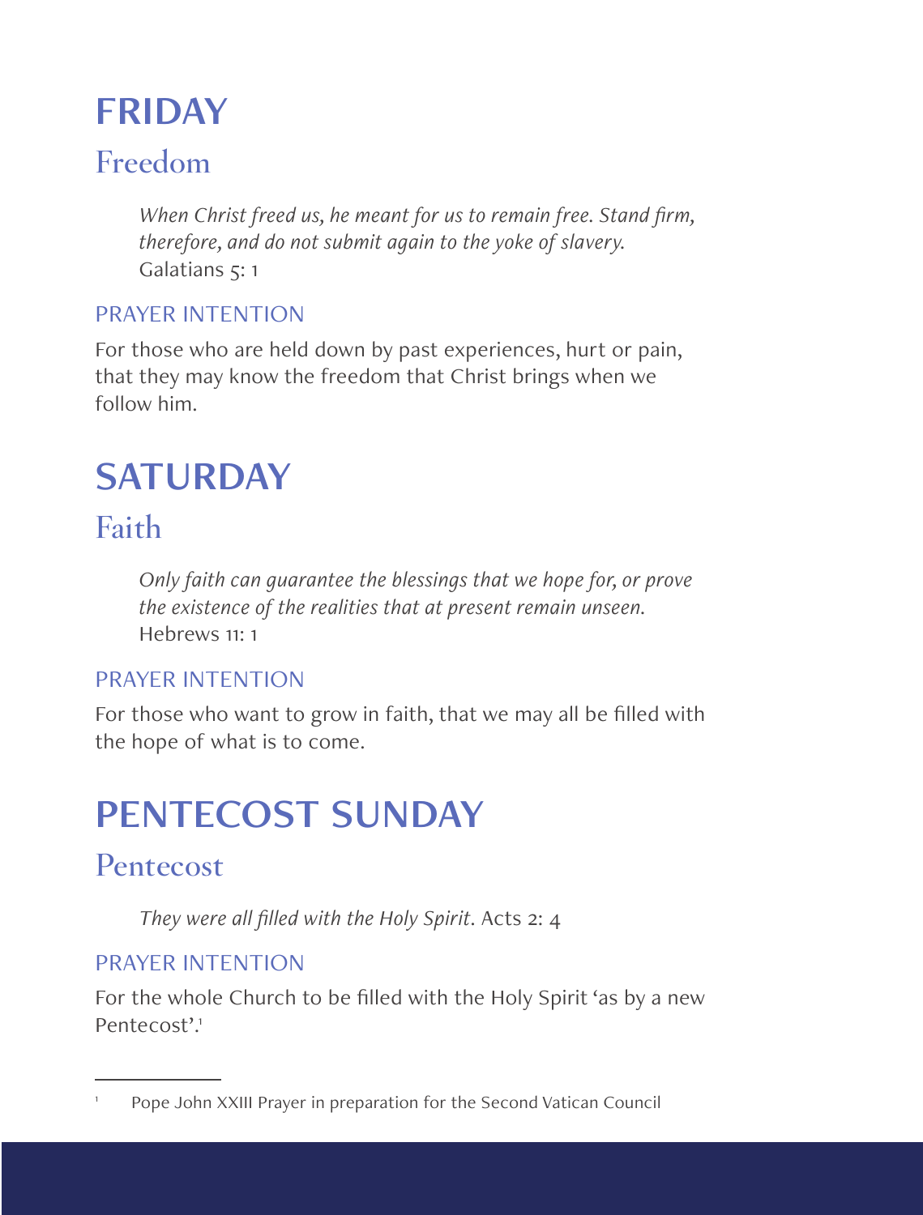# FRIDAY

## Freedom

> *When Christ freed us, he meant for us to remain free. Stand firm, therefore, and do not submit again to the yoke of slavery.*
> Galatians 5: 1

### PRAYER INTENTION

For those who are held down by past experiences, hurt or pain, that they may know the freedom that Christ brings when we follow him.

# SATURDAY

## Faith

> *Only faith can guarantee the blessings that we hope for, or prove the existence of the realities that at present remain unseen.*
> Hebrews 11: 1

### PRAYER INTENTION

For those who want to grow in faith, that we may all be filled with the hope of what is to come.

# PENTECOST SUNDAY

## Pentecost

> *They were all filled with the Holy Spirit.* Acts 2: 4

### PRAYER INTENTION

For the whole Church to be filled with the Holy Spirit 'as by a new Pentecost'.[1]

---

[1] Pope John XXIII Prayer in preparation for the Second Vatican Council